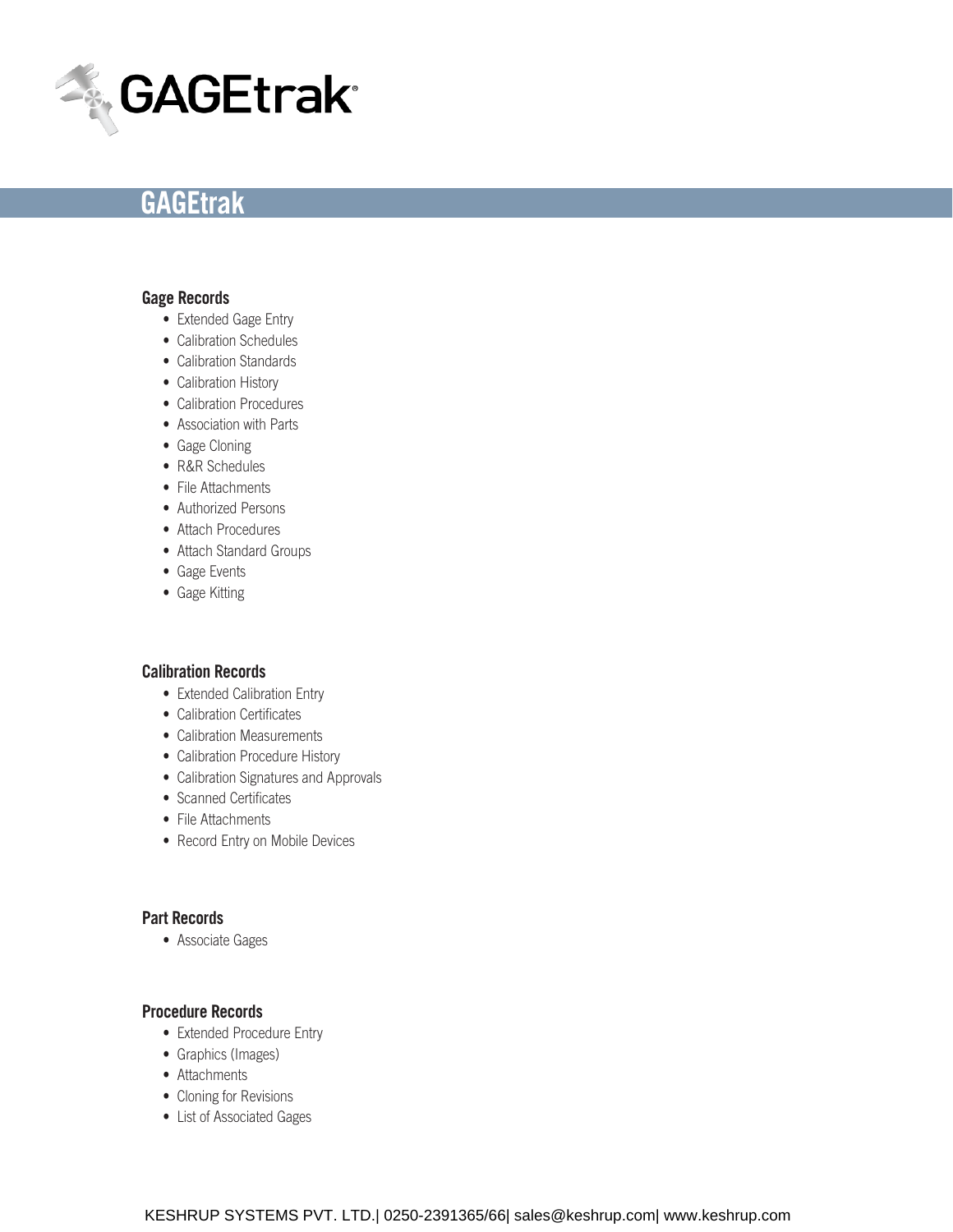# GAGEtrak

### Gage Records

- Extended Gage Entry
- Calibration Schedules
- Calibration Standards
- Calibration History
- Calibration Procedures
- Association with Parts
- Gage Cloning
- R&R Schedules
- File Attachments
- Authorized Persons
- Attach Procedures
- Attach Standard Groups
- Gage Events
- Gage Kitting

### Calibration Records

- Extended Calibration Entry
- Calibration Certificates
- Calibration Measurements
- Calibration Procedure History
- Calibration Signatures and Approvals
- Scanned Certificates
- File Attachments
- Record Entry on Mobile Devices

### Part Records

- Associate Gages

### Procedure Records

- Extended Procedure Entry
- Graphics (Images)
- Attachments
- Cloning for Revisions
- List of Associated Gages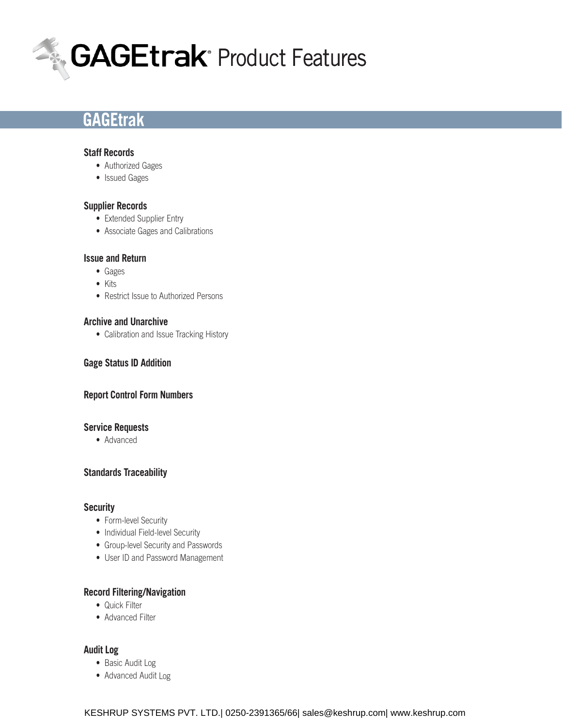# GAGEtrak® Product Features

## GAGEtrak

### Staff Records

- Authorized Gages
- Issued Gages

### Supplier Records

- Extended Supplier Entry
- Associate Gages and Calibrations

### Issue and Return

- Gages
- Kits
- Restrict Issue to Authorized Persons

### Archive and Unarchive

- Calibration and Issue Tracking History

### Gage Status ID Addition

### Report Control Form Numbers

### Service Requests

- Advanced

### Standards Traceability

### Security

- Form-level Security
- Individual Field-level Security
- Group-level Security and Passwords
- User ID and Password Management

### Record Filtering/Navigation

- Quick Filter
- Advanced Filter

### Audit Log

- Basic Audit Log
- Advanced Audit Log

KESHRUP SYSTEMS PVT. LTD.| 0250-2391365/66| sales@keshrup.com| www.keshrup.com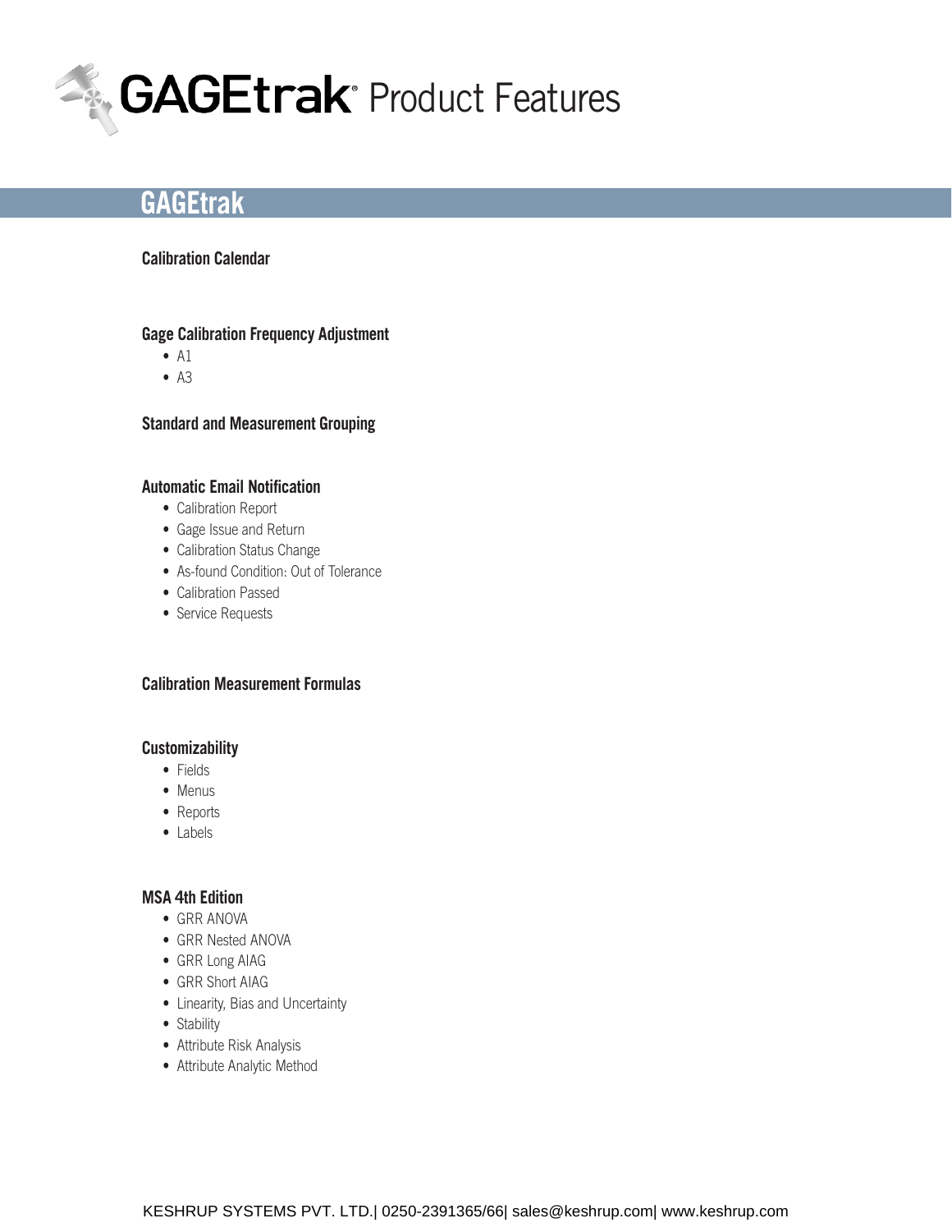# GAGEtrak Product Features

## GAGEtrak

### Calibration Calendar

### Gage Calibration Frequency Adjustment

- A1
- A3

### Standard and Measurement Grouping

### Automatic Email Notification

- Calibration Report
- Gage Issue and Return
- Calibration Status Change
- As-found Condition: Out of Tolerance
- Calibration Passed
- Service Requests

### Calibration Measurement Formulas

### Customizability

- Fields
- Menus
- Reports
- Labels

### MSA 4th Edition

- GRR ANOVA
- GRR Nested ANOVA
- GRR Long AIAG
- GRR Short AIAG
- Linearity, Bias and Uncertainty
- Stability
- Attribute Risk Analysis
- Attribute Analytic Method

KESHRUP SYSTEMS PVT. LTD.| 0250-2391365/66| sales@keshrup.com| www.keshrup.com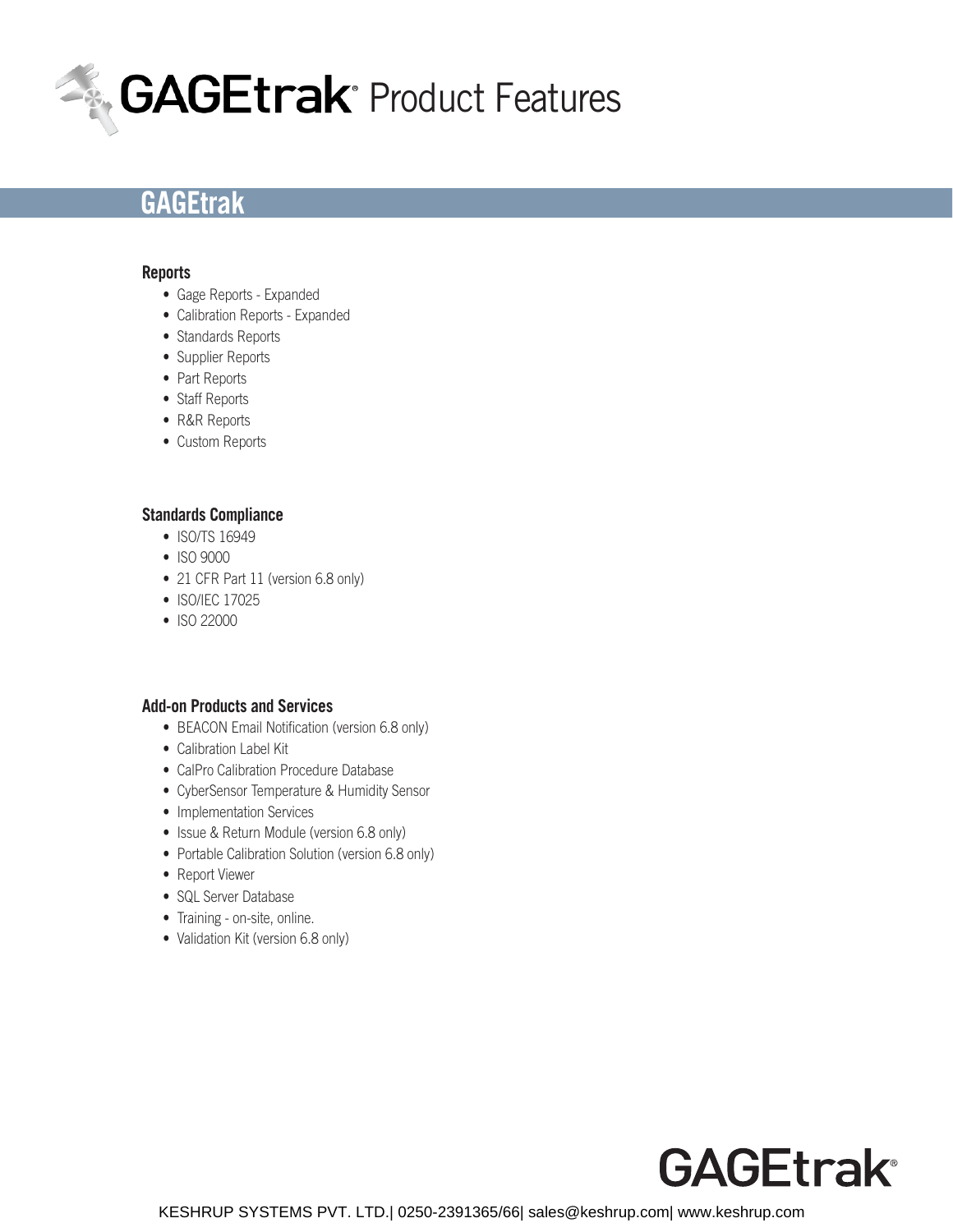# GAGEtrak Product Features

## GAGEtrak

### Reports

- Gage Reports - Expanded
- Calibration Reports - Expanded
- Standards Reports
- Supplier Reports
- Part Reports
- Staff Reports
- R&R Reports
- Custom Reports

### Standards Compliance

- ISO/TS 16949
- ISO 9000
- 21 CFR Part 11 (version 6.8 only)
- ISO/IEC 17025
- ISO 22000

### Add-on Products and Services

- BEACON Email Notification (version 6.8 only)
- Calibration Label Kit
- CalPro Calibration Procedure Database
- CyberSensor Temperature & Humidity Sensor
- Implementation Services
- Issue & Return Module (version 6.8 only)
- Portable Calibration Solution (version 6.8 only)
- Report Viewer
- SQL Server Database
- Training - on-site, online.
- Validation Kit (version 6.8 only)

GAGEtrak

KESHRUP SYSTEMS PVT. LTD.| 0250-2391365/66| sales@keshrup.com| www.keshrup.com